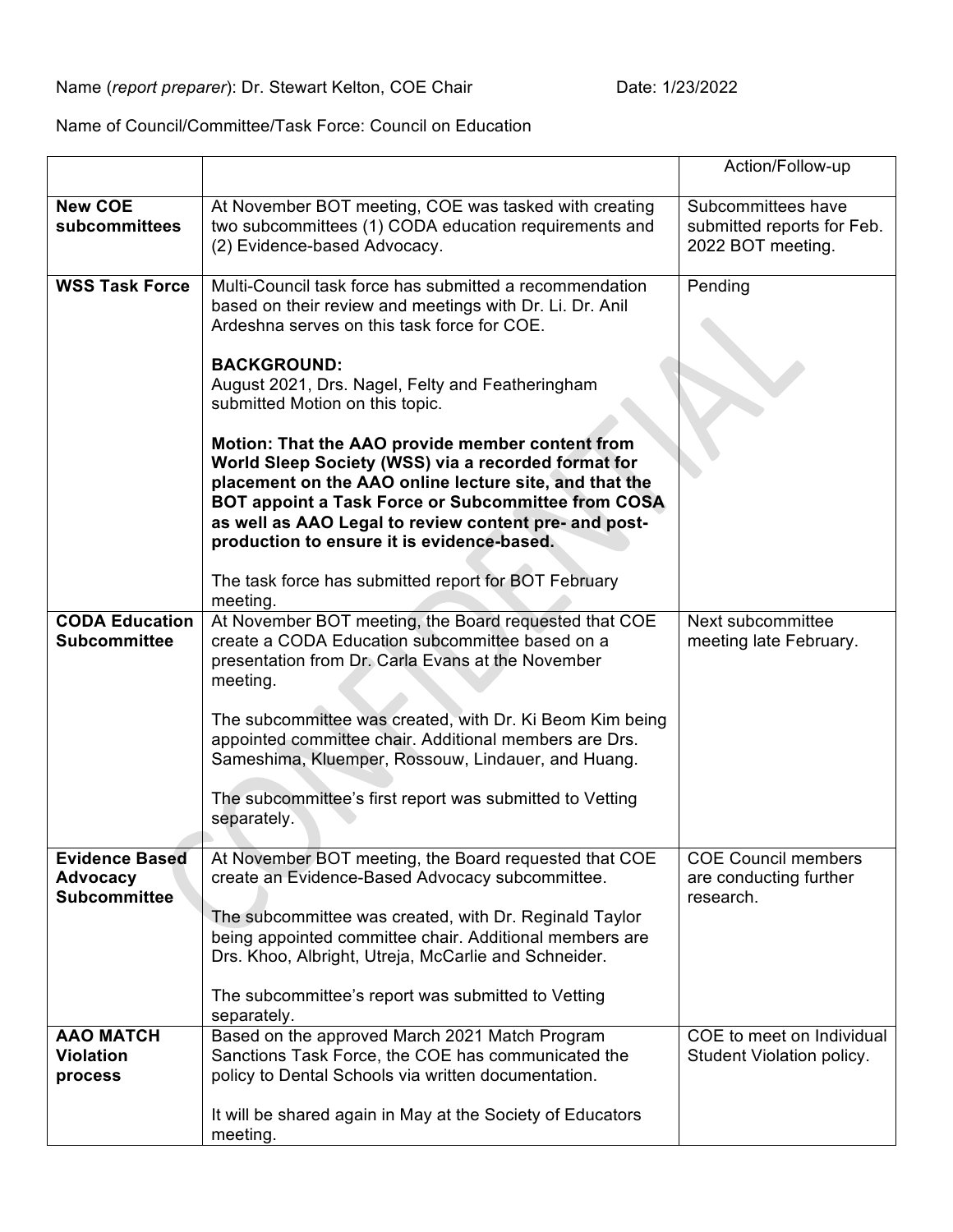Name (*report preparer*): Dr. Stewart Kelton, COE Chair Date: 1/23/2022

Name of Council/Committee/Task Force: Council on Education

| | | Action/Follow-up |
|---|---|---|
| **New COE subcommittees** | At November BOT meeting, COE was tasked with creating two subcommittees (1) CODA education requirements and (2) Evidence-based Advocacy. | Subcommittees have submitted reports for Feb. 2022 BOT meeting. |
| **WSS Task Force** | Multi-Council task force has submitted a recommendation based on their review and meetings with Dr. Li. Dr. Anil Ardeshna serves on this task force for COE.<br><br>**BACKGROUND:**<br>August 2021, Drs. Nagel, Felty and Featheringham submitted Motion on this topic.<br><br>**Motion: That the AAO provide member content from World Sleep Society (WSS) via a recorded format for placement on the AAO online lecture site, and that the BOT appoint a Task Force or Subcommittee from COSA as well as AAO Legal to review content pre- and post-production to ensure it is evidence-based.**<br><br>The task force has submitted report for BOT February meeting. | Pending |
| **CODA Education Subcommittee** | At November BOT meeting, the Board requested that COE create a CODA Education subcommittee based on a presentation from Dr. Carla Evans at the November meeting.<br><br>The subcommittee was created, with Dr. Ki Beom Kim being appointed committee chair. Additional members are Drs. Sameshima, Kluemper, Rossouw, Lindauer, and Huang.<br><br>The subcommittee's first report was submitted to Vetting separately. | Next subcommittee meeting late February. |
| **Evidence Based Advocacy Subcommittee** | At November BOT meeting, the Board requested that COE create an Evidence-Based Advocacy subcommittee.<br><br>The subcommittee was created, with Dr. Reginald Taylor being appointed committee chair. Additional members are Drs. Khoo, Albright, Utreja, McCarlie and Schneider.<br><br>The subcommittee's report was submitted to Vetting separately. | COE Council members are conducting further research. |
| **AAO MATCH Violation process** | Based on the approved March 2021 Match Program Sanctions Task Force, the COE has communicated the policy to Dental Schools via written documentation.<br><br>It will be shared again in May at the Society of Educators meeting. | COE to meet on Individual Student Violation policy. |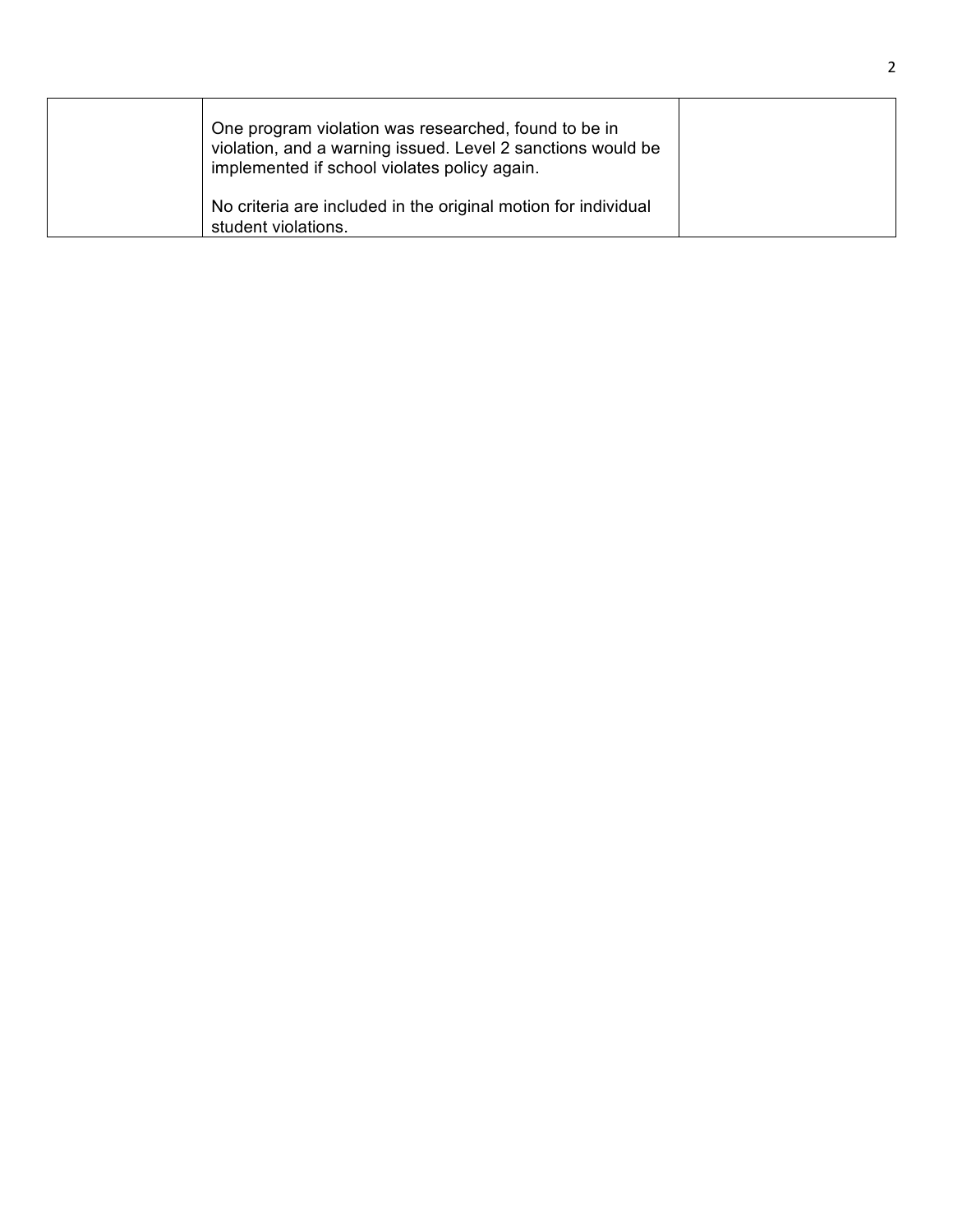| | | |
|---|---|---|
| | One program violation was researched, found to be in violation, and a warning issued. Level 2 sanctions would be implemented if school violates policy again.<br><br>No criteria are included in the original motion for individual student violations. | |